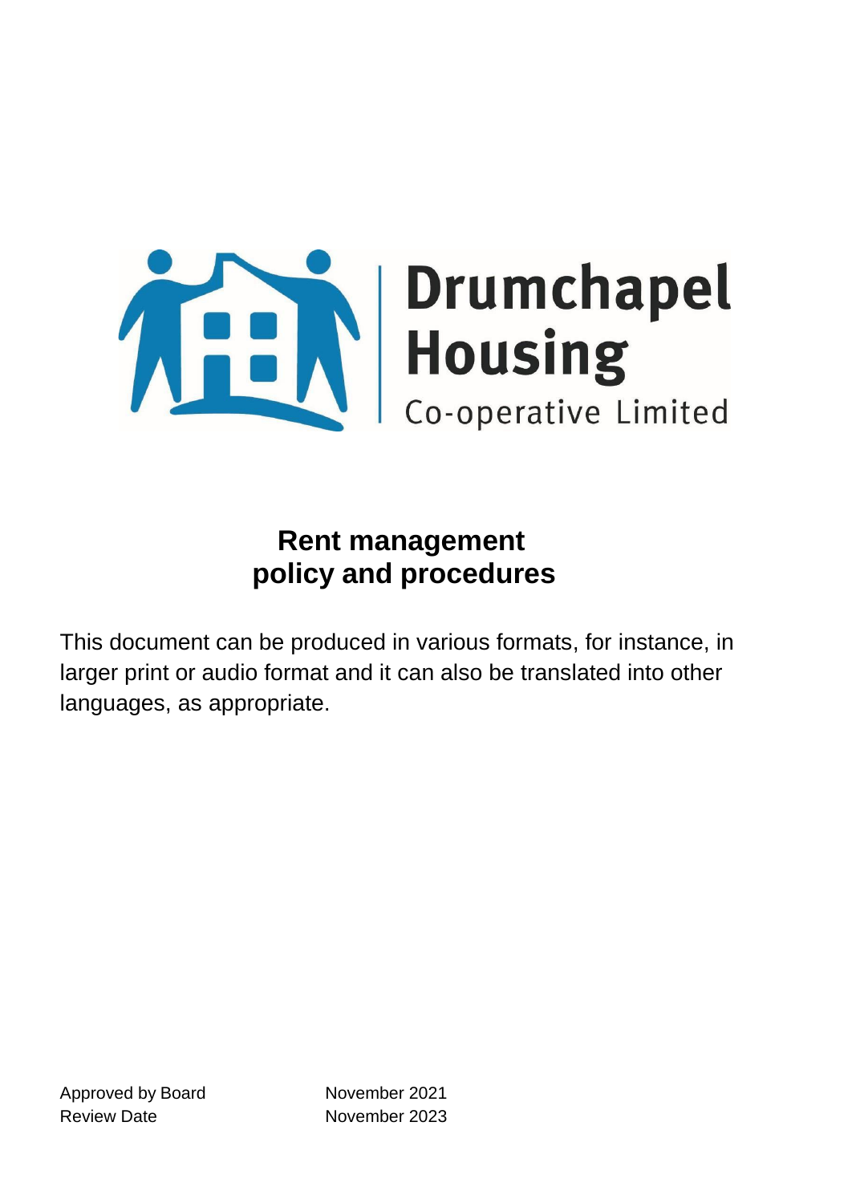Drumchapel Housing Co-operative Limited

# Rent management policy and procedures

This document can be produced in various formats, for instance, in larger print or audio format and it can also be translated into other languages, as appropriate.

| | |
|---|---|
| Approved by Board | November 2021 |
| Review Date | November 2023 |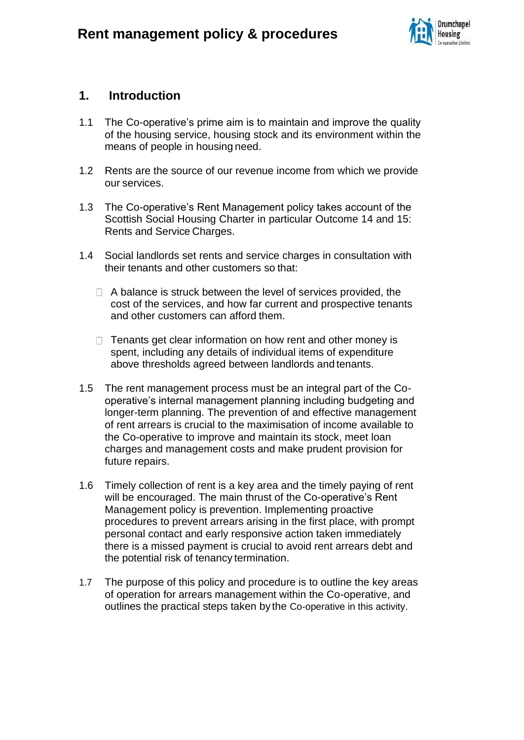## 1. Introduction

1.1 The Co-operative's prime aim is to maintain and improve the quality of the housing service, housing stock and its environment within the means of people in housing need.

1.2 Rents are the source of our revenue income from which we provide our services.

1.3 The Co-operative's Rent Management policy takes account of the Scottish Social Housing Charter in particular Outcome 14 and 15: Rents and Service Charges.

1.4 Social landlords set rents and service charges in consultation with their tenants and other customers so that:

- A balance is struck between the level of services provided, the cost of the services, and how far current and prospective tenants and other customers can afford them.
- Tenants get clear information on how rent and other money is spent, including any details of individual items of expenditure above thresholds agreed between landlords and tenants.

1.5 The rent management process must be an integral part of the Co-operative's internal management planning including budgeting and longer-term planning. The prevention of and effective management of rent arrears is crucial to the maximisation of income available to the Co-operative to improve and maintain its stock, meet loan charges and management costs and make prudent provision for future repairs.

1.6 Timely collection of rent is a key area and the timely paying of rent will be encouraged. The main thrust of the Co-operative's Rent Management policy is prevention. Implementing proactive procedures to prevent arrears arising in the first place, with prompt personal contact and early responsive action taken immediately there is a missed payment is crucial to avoid rent arrears debt and the potential risk of tenancy termination.

1.7 The purpose of this policy and procedure is to outline the key areas of operation for arrears management within the Co-operative, and outlines the practical steps taken by the Co-operative in this activity.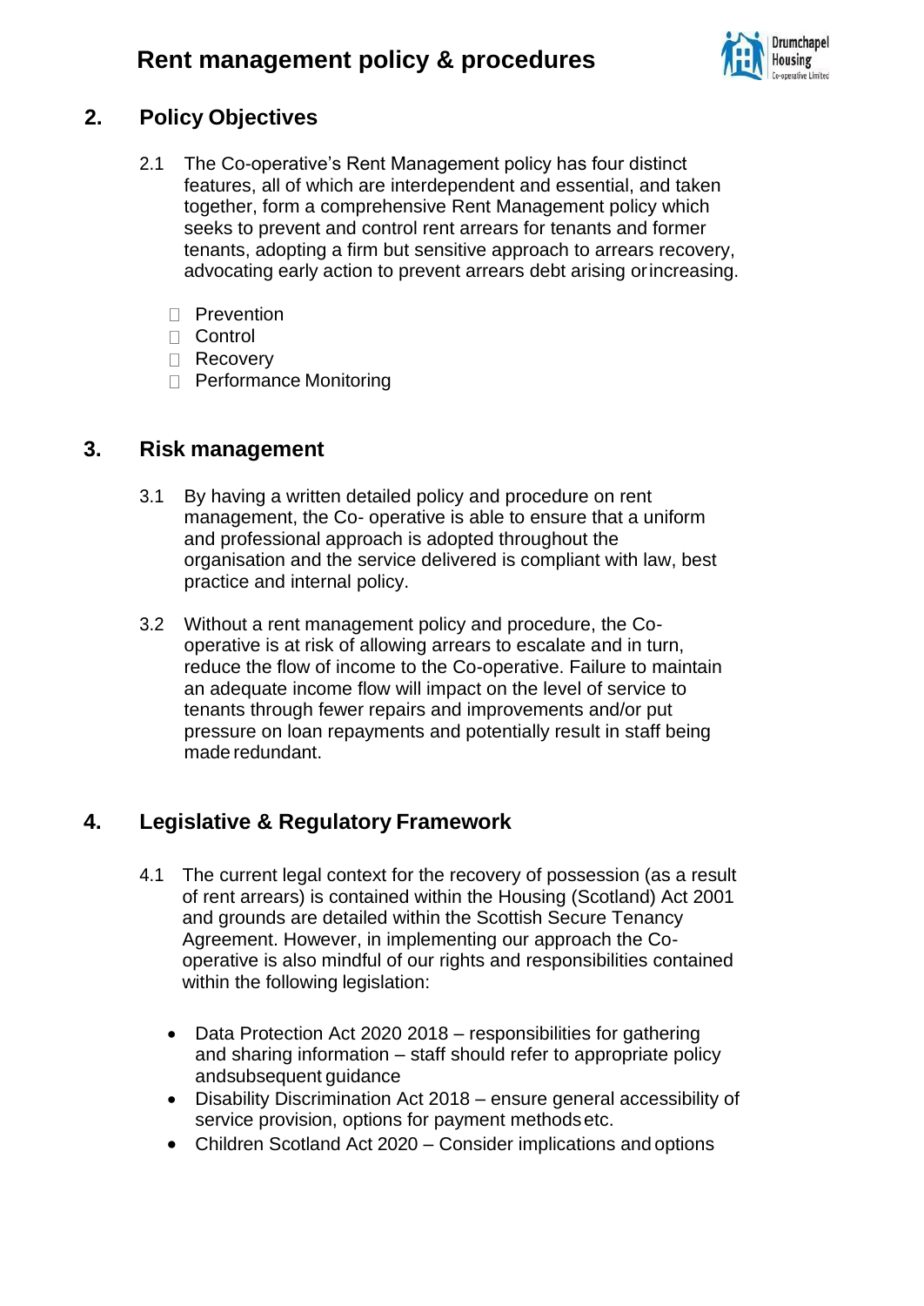## 2. Policy Objectives

2.1 The Co-operative's Rent Management policy has four distinct features, all of which are interdependent and essential, and taken together, form a comprehensive Rent Management policy which seeks to prevent and control rent arrears for tenants and former tenants, adopting a firm but sensitive approach to arrears recovery, advocating early action to prevent arrears debt arising or increasing.

- Prevention
- Control
- Recovery
- Performance Monitoring

## 3. Risk management

3.1 By having a written detailed policy and procedure on rent management, the Co- operative is able to ensure that a uniform and professional approach is adopted throughout the organisation and the service delivered is compliant with law, best practice and internal policy.

3.2 Without a rent management policy and procedure, the Co-operative is at risk of allowing arrears to escalate and in turn, reduce the flow of income to the Co-operative. Failure to maintain an adequate income flow will impact on the level of service to tenants through fewer repairs and improvements and/or put pressure on loan repayments and potentially result in staff being made redundant.

## 4. Legislative & Regulatory Framework

4.1 The current legal context for the recovery of possession (as a result of rent arrears) is contained within the Housing (Scotland) Act 2001 and grounds are detailed within the Scottish Secure Tenancy Agreement. However, in implementing our approach the Co-operative is also mindful of our rights and responsibilities contained within the following legislation:

- Data Protection Act 2020 2018 – responsibilities for gathering and sharing information – staff should refer to appropriate policy and subsequent guidance
- Disability Discrimination Act 2018 – ensure general accessibility of service provision, options for payment methods etc.
- Children Scotland Act 2020 – Consider implications and options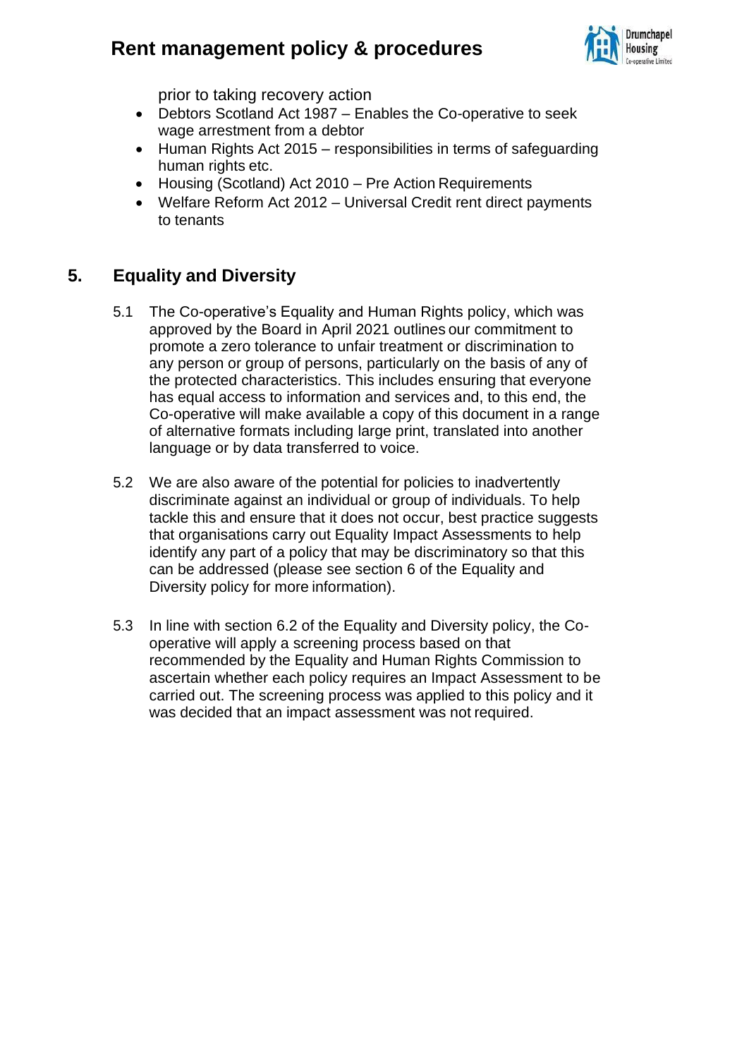prior to taking recovery action

- Debtors Scotland Act 1987 – Enables the Co-operative to seek wage arrestment from a debtor
- Human Rights Act 2015 – responsibilities in terms of safeguarding human rights etc.
- Housing (Scotland) Act 2010 – Pre Action Requirements
- Welfare Reform Act 2012 – Universal Credit rent direct payments to tenants

## 5. Equality and Diversity

5.1 The Co-operative's Equality and Human Rights policy, which was approved by the Board in April 2021 outlines our commitment to promote a zero tolerance to unfair treatment or discrimination to any person or group of persons, particularly on the basis of any of the protected characteristics. This includes ensuring that everyone has equal access to information and services and, to this end, the Co-operative will make available a copy of this document in a range of alternative formats including large print, translated into another language or by data transferred to voice.

5.2 We are also aware of the potential for policies to inadvertently discriminate against an individual or group of individuals. To help tackle this and ensure that it does not occur, best practice suggests that organisations carry out Equality Impact Assessments to help identify any part of a policy that may be discriminatory so that this can be addressed (please see section 6 of the Equality and Diversity policy for more information).

5.3 In line with section 6.2 of the Equality and Diversity policy, the Co-operative will apply a screening process based on that recommended by the Equality and Human Rights Commission to ascertain whether each policy requires an Impact Assessment to be carried out. The screening process was applied to this policy and it was decided that an impact assessment was not required.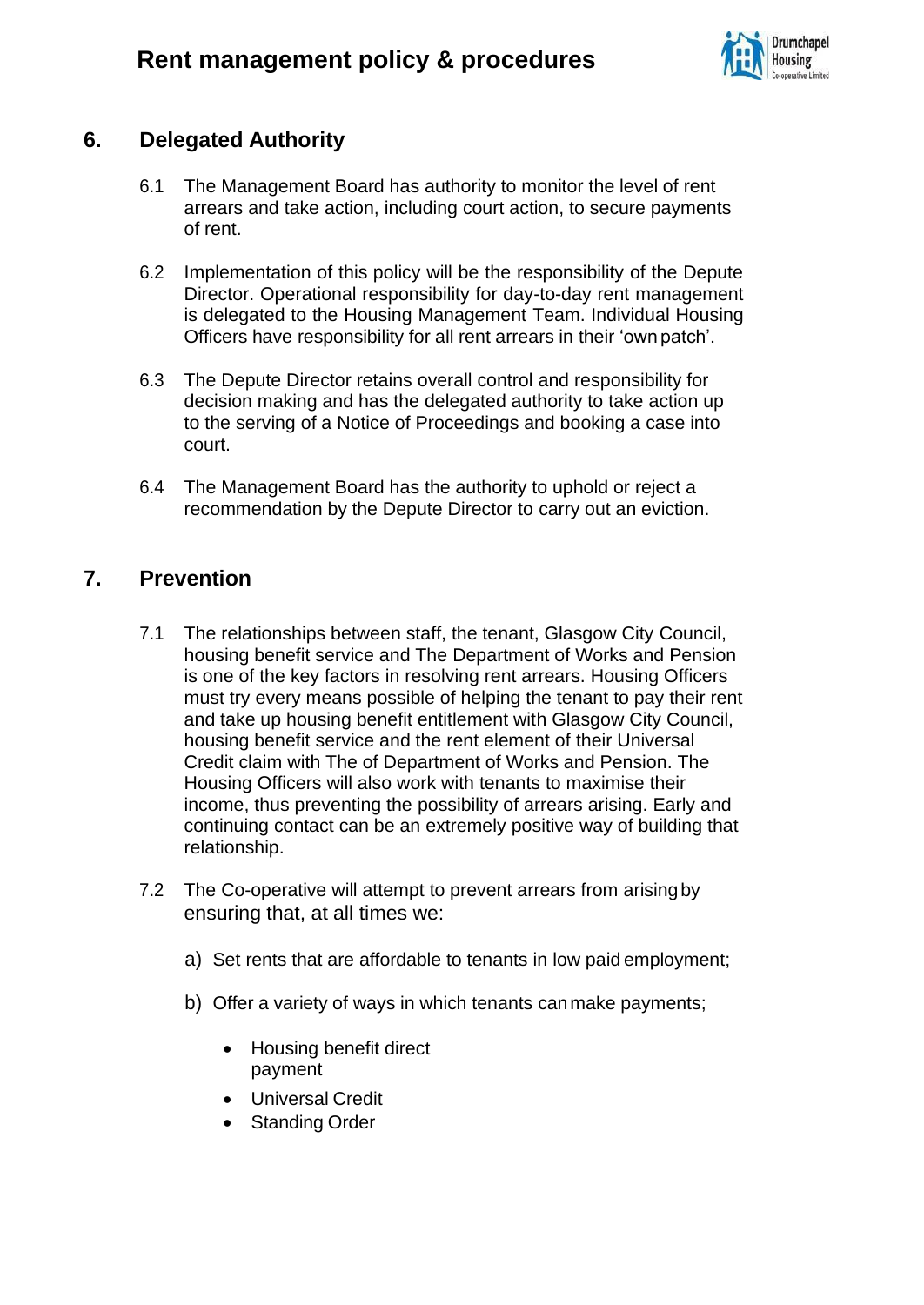## 6. Delegated Authority

6.1 The Management Board has authority to monitor the level of rent arrears and take action, including court action, to secure payments of rent.

6.2 Implementation of this policy will be the responsibility of the Depute Director. Operational responsibility for day-to-day rent management is delegated to the Housing Management Team. Individual Housing Officers have responsibility for all rent arrears in their 'own patch'.

6.3 The Depute Director retains overall control and responsibility for decision making and has the delegated authority to take action up to the serving of a Notice of Proceedings and booking a case into court.

6.4 The Management Board has the authority to uphold or reject a recommendation by the Depute Director to carry out an eviction.

## 7. Prevention

7.1 The relationships between staff, the tenant, Glasgow City Council, housing benefit service and The Department of Works and Pension is one of the key factors in resolving rent arrears. Housing Officers must try every means possible of helping the tenant to pay their rent and take up housing benefit entitlement with Glasgow City Council, housing benefit service and the rent element of their Universal Credit claim with The of Department of Works and Pension. The Housing Officers will also work with tenants to maximise their income, thus preventing the possibility of arrears arising. Early and continuing contact can be an extremely positive way of building that relationship.

7.2 The Co-operative will attempt to prevent arrears from arising by ensuring that, at all times we:

a) Set rents that are affordable to tenants in low paid employment;

b) Offer a variety of ways in which tenants can make payments;

- Housing benefit direct payment
- Universal Credit
- Standing Order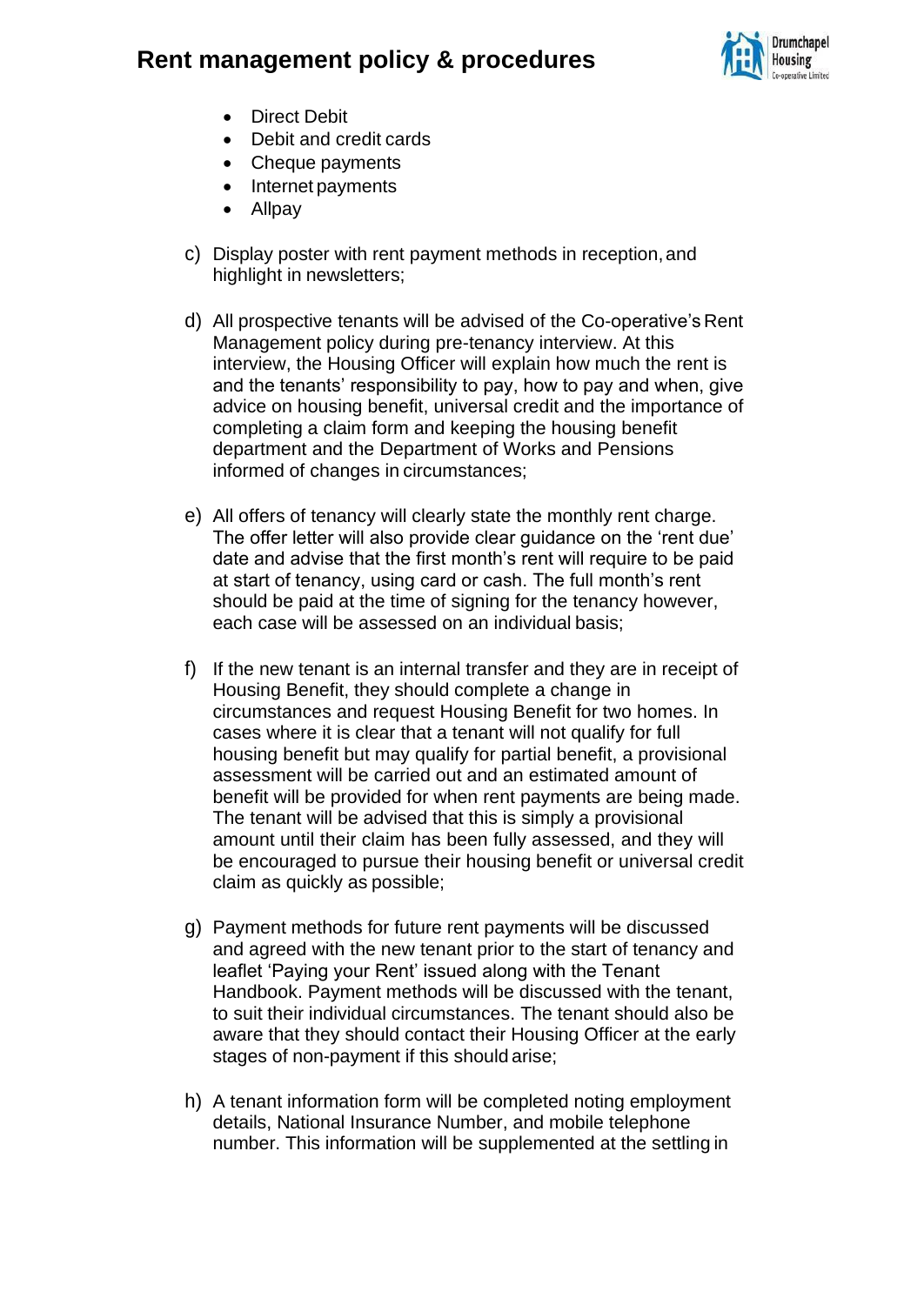- Direct Debit
- Debit and credit cards
- Cheque payments
- Internet payments
- Allpay

c) Display poster with rent payment methods in reception, and highlight in newsletters;

d) All prospective tenants will be advised of the Co-operative's Rent Management policy during pre-tenancy interview. At this interview, the Housing Officer will explain how much the rent is and the tenants' responsibility to pay, how to pay and when, give advice on housing benefit, universal credit and the importance of completing a claim form and keeping the housing benefit department and the Department of Works and Pensions informed of changes in circumstances;

e) All offers of tenancy will clearly state the monthly rent charge. The offer letter will also provide clear guidance on the 'rent due' date and advise that the first month's rent will require to be paid at start of tenancy, using card or cash. The full month's rent should be paid at the time of signing for the tenancy however, each case will be assessed on an individual basis;

f) If the new tenant is an internal transfer and they are in receipt of Housing Benefit, they should complete a change in circumstances and request Housing Benefit for two homes. In cases where it is clear that a tenant will not qualify for full housing benefit but may qualify for partial benefit, a provisional assessment will be carried out and an estimated amount of benefit will be provided for when rent payments are being made. The tenant will be advised that this is simply a provisional amount until their claim has been fully assessed, and they will be encouraged to pursue their housing benefit or universal credit claim as quickly as possible;

g) Payment methods for future rent payments will be discussed and agreed with the new tenant prior to the start of tenancy and leaflet 'Paying your Rent' issued along with the Tenant Handbook. Payment methods will be discussed with the tenant, to suit their individual circumstances. The tenant should also be aware that they should contact their Housing Officer at the early stages of non-payment if this should arise;

h) A tenant information form will be completed noting employment details, National Insurance Number, and mobile telephone number. This information will be supplemented at the settling in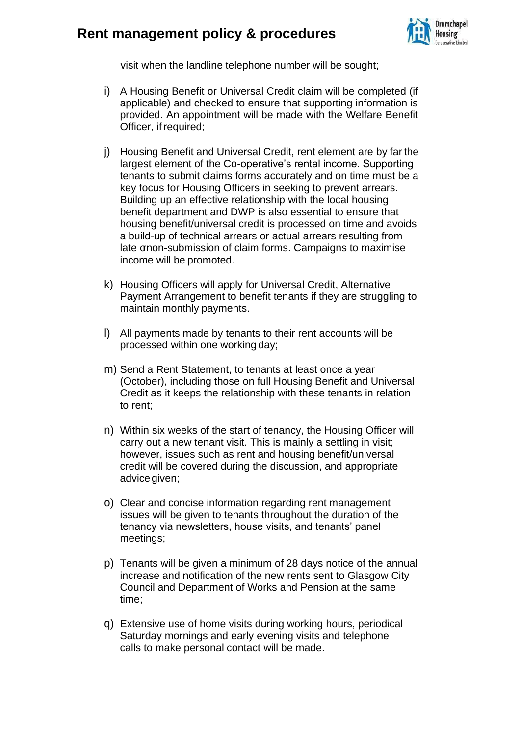visit when the landline telephone number will be sought;

i) A Housing Benefit or Universal Credit claim will be completed (if applicable) and checked to ensure that supporting information is provided. An appointment will be made with the Welfare Benefit Officer, if required;

j) Housing Benefit and Universal Credit, rent element are by far the largest element of the Co-operative's rental income. Supporting tenants to submit claims forms accurately and on time must be a key focus for Housing Officers in seeking to prevent arrears. Building up an effective relationship with the local housing benefit department and DWP is also essential to ensure that housing benefit/universal credit is processed on time and avoids a build-up of technical arrears or actual arrears resulting from late σnon-submission of claim forms. Campaigns to maximise income will be promoted.

k) Housing Officers will apply for Universal Credit, Alternative Payment Arrangement to benefit tenants if they are struggling to maintain monthly payments.

l) All payments made by tenants to their rent accounts will be processed within one working day;

m) Send a Rent Statement, to tenants at least once a year (October), including those on full Housing Benefit and Universal Credit as it keeps the relationship with these tenants in relation to rent;

n) Within six weeks of the start of tenancy, the Housing Officer will carry out a new tenant visit. This is mainly a settling in visit; however, issues such as rent and housing benefit/universal credit will be covered during the discussion, and appropriate advice given;

o) Clear and concise information regarding rent management issues will be given to tenants throughout the duration of the tenancy via newsletters, house visits, and tenants' panel meetings;

p) Tenants will be given a minimum of 28 days notice of the annual increase and notification of the new rents sent to Glasgow City Council and Department of Works and Pension at the same time;

q) Extensive use of home visits during working hours, periodical Saturday mornings and early evening visits and telephone calls to make personal contact will be made.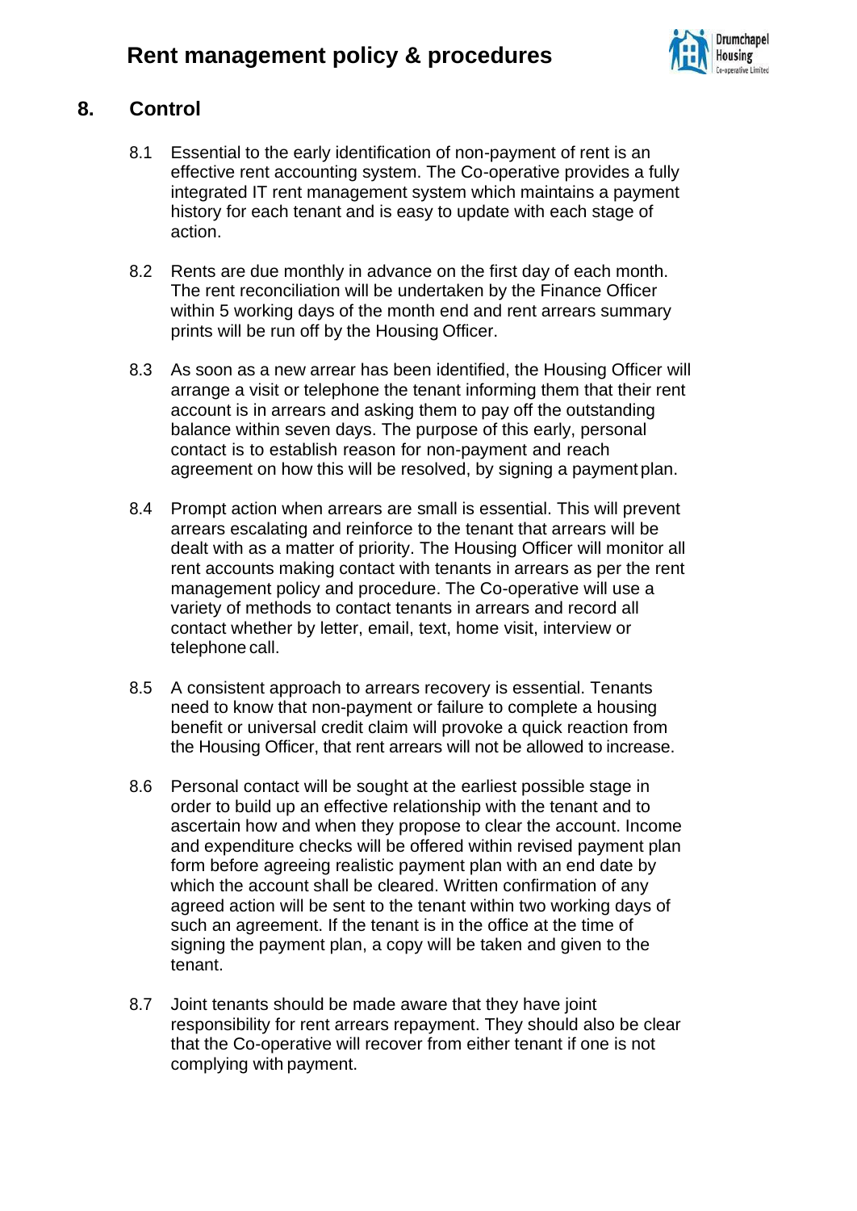## 8. Control

8.1 Essential to the early identification of non-payment of rent is an effective rent accounting system. The Co-operative provides a fully integrated IT rent management system which maintains a payment history for each tenant and is easy to update with each stage of action.

8.2 Rents are due monthly in advance on the first day of each month. The rent reconciliation will be undertaken by the Finance Officer within 5 working days of the month end and rent arrears summary prints will be run off by the Housing Officer.

8.3 As soon as a new arrear has been identified, the Housing Officer will arrange a visit or telephone the tenant informing them that their rent account is in arrears and asking them to pay off the outstanding balance within seven days. The purpose of this early, personal contact is to establish reason for non-payment and reach agreement on how this will be resolved, by signing a payment plan.

8.4 Prompt action when arrears are small is essential. This will prevent arrears escalating and reinforce to the tenant that arrears will be dealt with as a matter of priority. The Housing Officer will monitor all rent accounts making contact with tenants in arrears as per the rent management policy and procedure. The Co-operative will use a variety of methods to contact tenants in arrears and record all contact whether by letter, email, text, home visit, interview or telephone call.

8.5 A consistent approach to arrears recovery is essential. Tenants need to know that non-payment or failure to complete a housing benefit or universal credit claim will provoke a quick reaction from the Housing Officer, that rent arrears will not be allowed to increase.

8.6 Personal contact will be sought at the earliest possible stage in order to build up an effective relationship with the tenant and to ascertain how and when they propose to clear the account. Income and expenditure checks will be offered within revised payment plan form before agreeing realistic payment plan with an end date by which the account shall be cleared. Written confirmation of any agreed action will be sent to the tenant within two working days of such an agreement. If the tenant is in the office at the time of signing the payment plan, a copy will be taken and given to the tenant.

8.7 Joint tenants should be made aware that they have joint responsibility for rent arrears repayment. They should also be clear that the Co-operative will recover from either tenant if one is not complying with payment.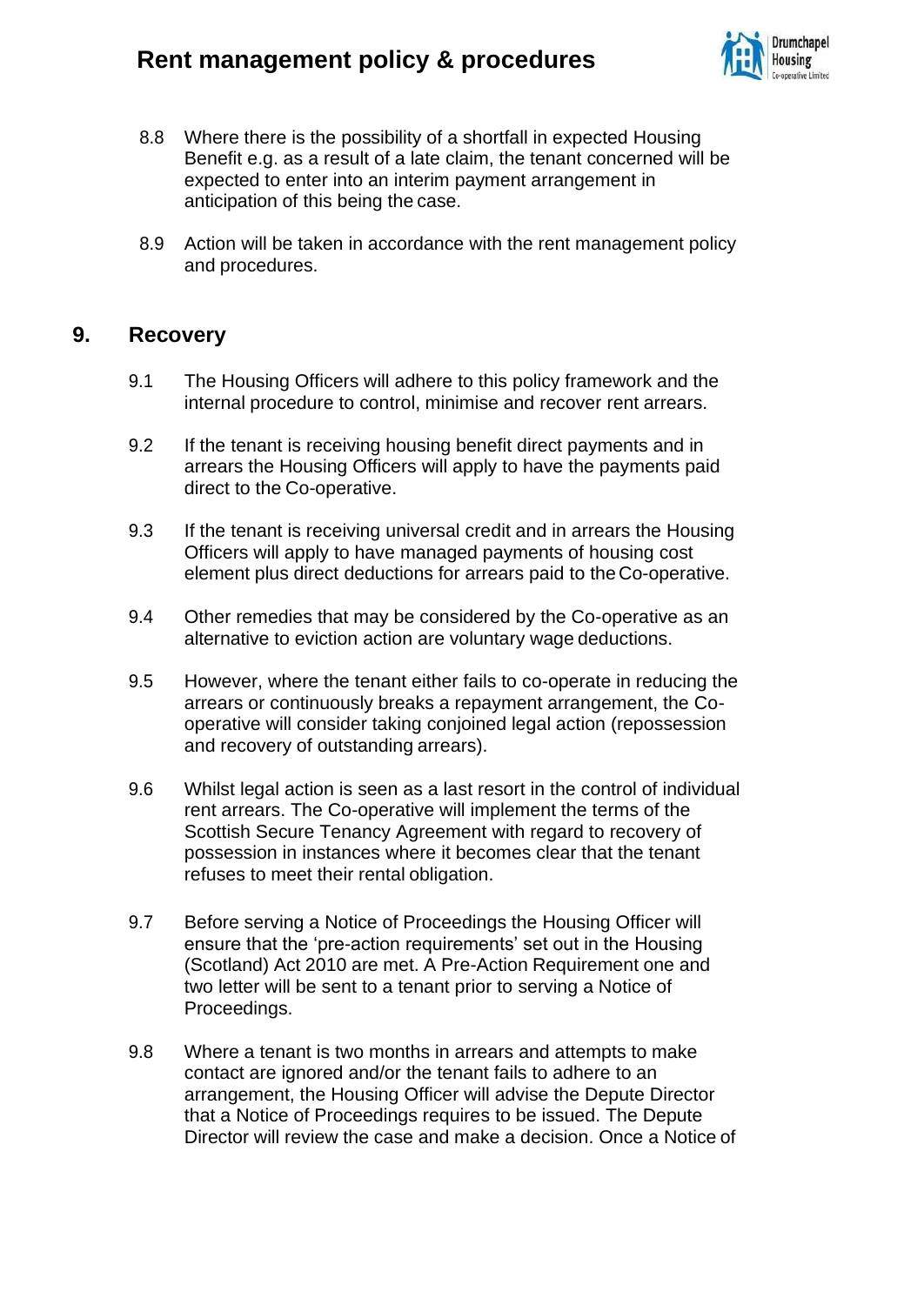8.8 Where there is the possibility of a shortfall in expected Housing Benefit e.g. as a result of a late claim, the tenant concerned will be expected to enter into an interim payment arrangement in anticipation of this being the case.

8.9 Action will be taken in accordance with the rent management policy and procedures.

## 9. Recovery

9.1 The Housing Officers will adhere to this policy framework and the internal procedure to control, minimise and recover rent arrears.

9.2 If the tenant is receiving housing benefit direct payments and in arrears the Housing Officers will apply to have the payments paid direct to the Co-operative.

9.3 If the tenant is receiving universal credit and in arrears the Housing Officers will apply to have managed payments of housing cost element plus direct deductions for arrears paid to the Co-operative.

9.4 Other remedies that may be considered by the Co-operative as an alternative to eviction action are voluntary wage deductions.

9.5 However, where the tenant either fails to co-operate in reducing the arrears or continuously breaks a repayment arrangement, the Co-operative will consider taking conjoined legal action (repossession and recovery of outstanding arrears).

9.6 Whilst legal action is seen as a last resort in the control of individual rent arrears. The Co-operative will implement the terms of the Scottish Secure Tenancy Agreement with regard to recovery of possession in instances where it becomes clear that the tenant refuses to meet their rental obligation.

9.7 Before serving a Notice of Proceedings the Housing Officer will ensure that the 'pre-action requirements' set out in the Housing (Scotland) Act 2010 are met. A Pre-Action Requirement one and two letter will be sent to a tenant prior to serving a Notice of Proceedings.

9.8 Where a tenant is two months in arrears and attempts to make contact are ignored and/or the tenant fails to adhere to an arrangement, the Housing Officer will advise the Depute Director that a Notice of Proceedings requires to be issued. The Depute Director will review the case and make a decision. Once a Notice of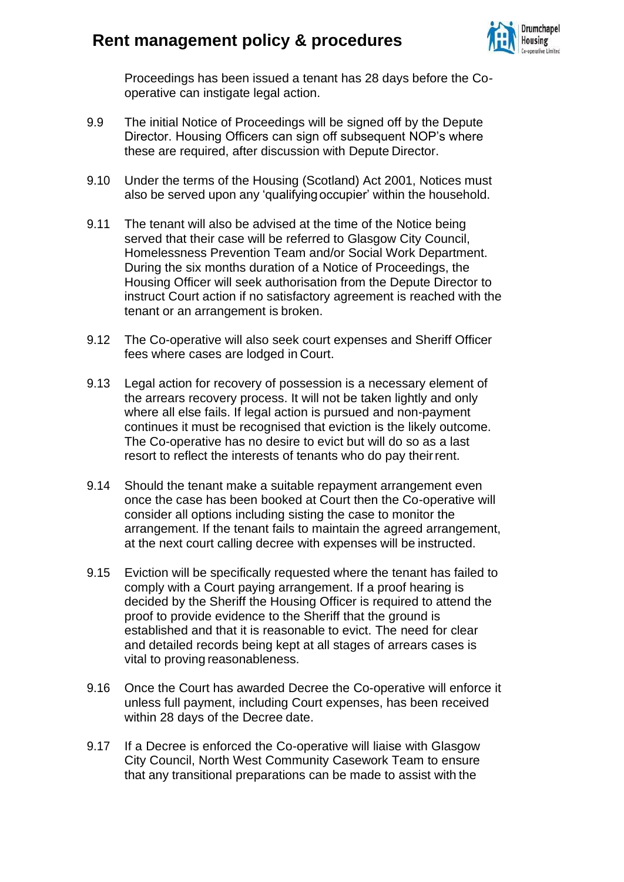Proceedings has been issued a tenant has 28 days before the Co-operative can instigate legal action.

9.9 The initial Notice of Proceedings will be signed off by the Depute Director. Housing Officers can sign off subsequent NOP's where these are required, after discussion with Depute Director.

9.10 Under the terms of the Housing (Scotland) Act 2001, Notices must also be served upon any 'qualifying occupier' within the household.

9.11 The tenant will also be advised at the time of the Notice being served that their case will be referred to Glasgow City Council, Homelessness Prevention Team and/or Social Work Department. During the six months duration of a Notice of Proceedings, the Housing Officer will seek authorisation from the Depute Director to instruct Court action if no satisfactory agreement is reached with the tenant or an arrangement is broken.

9.12 The Co-operative will also seek court expenses and Sheriff Officer fees where cases are lodged in Court.

9.13 Legal action for recovery of possession is a necessary element of the arrears recovery process. It will not be taken lightly and only where all else fails. If legal action is pursued and non-payment continues it must be recognised that eviction is the likely outcome. The Co-operative has no desire to evict but will do so as a last resort to reflect the interests of tenants who do pay their rent.

9.14 Should the tenant make a suitable repayment arrangement even once the case has been booked at Court then the Co-operative will consider all options including sisting the case to monitor the arrangement. If the tenant fails to maintain the agreed arrangement, at the next court calling decree with expenses will be instructed.

9.15 Eviction will be specifically requested where the tenant has failed to comply with a Court paying arrangement. If a proof hearing is decided by the Sheriff the Housing Officer is required to attend the proof to provide evidence to the Sheriff that the ground is established and that it is reasonable to evict. The need for clear and detailed records being kept at all stages of arrears cases is vital to proving reasonableness.

9.16 Once the Court has awarded Decree the Co-operative will enforce it unless full payment, including Court expenses, has been received within 28 days of the Decree date.

9.17 If a Decree is enforced the Co-operative will liaise with Glasgow City Council, North West Community Casework Team to ensure that any transitional preparations can be made to assist with the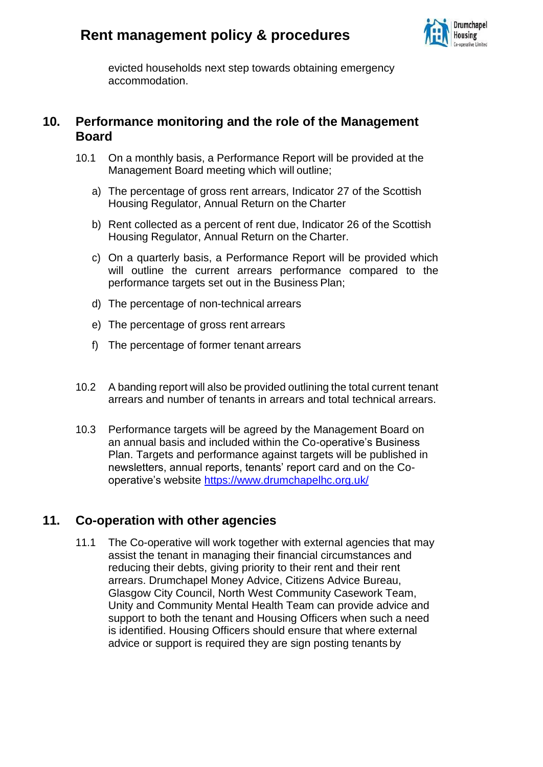evicted households next step towards obtaining emergency accommodation.

## 10. Performance monitoring and the role of the Management Board

10.1 On a monthly basis, a Performance Report will be provided at the Management Board meeting which will outline;

a) The percentage of gross rent arrears, Indicator 27 of the Scottish Housing Regulator, Annual Return on the Charter

b) Rent collected as a percent of rent due, Indicator 26 of the Scottish Housing Regulator, Annual Return on the Charter.

c) On a quarterly basis, a Performance Report will be provided which will outline the current arrears performance compared to the performance targets set out in the Business Plan;

d) The percentage of non-technical arrears

e) The percentage of gross rent arrears

f) The percentage of former tenant arrears

10.2 A banding report will also be provided outlining the total current tenant arrears and number of tenants in arrears and total technical arrears.

10.3 Performance targets will be agreed by the Management Board on an annual basis and included within the Co-operative's Business Plan. Targets and performance against targets will be published in newsletters, annual reports, tenants' report card and on the Co-operative's website https://www.drumchapelhc.org.uk/

## 11. Co-operation with other agencies

11.1 The Co-operative will work together with external agencies that may assist the tenant in managing their financial circumstances and reducing their debts, giving priority to their rent and their rent arrears. Drumchapel Money Advice, Citizens Advice Bureau, Glasgow City Council, North West Community Casework Team, Unity and Community Mental Health Team can provide advice and support to both the tenant and Housing Officers when such a need is identified. Housing Officers should ensure that where external advice or support is required they are sign posting tenants by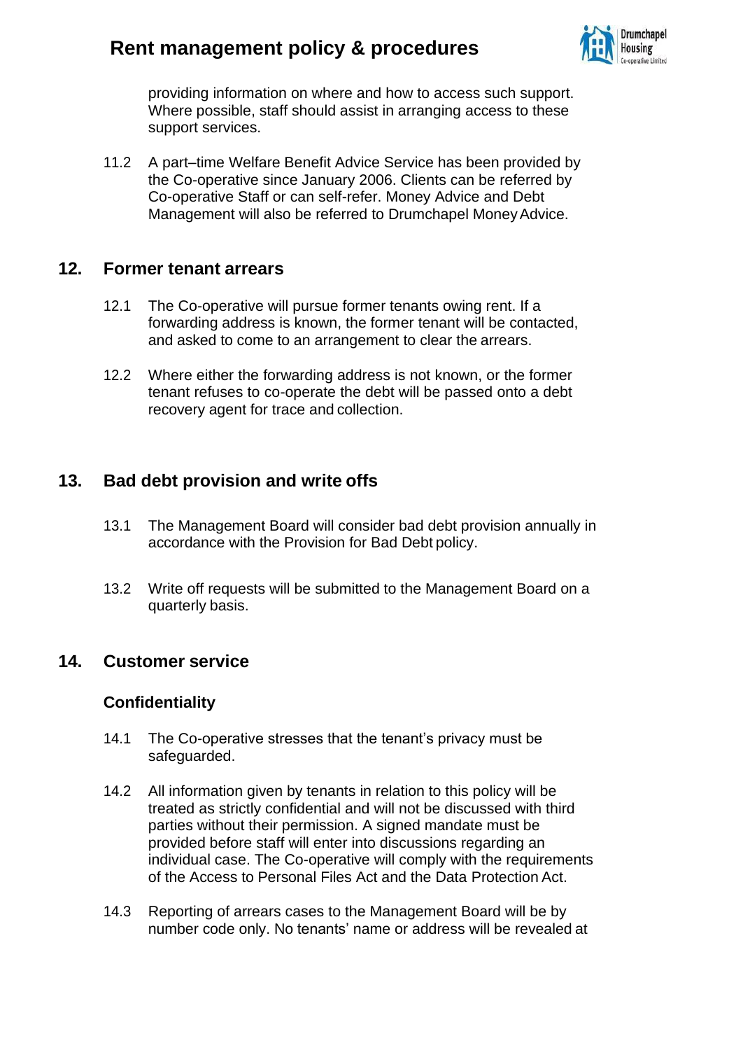providing information on where and how to access such support. Where possible, staff should assist in arranging access to these support services.

11.2 A part–time Welfare Benefit Advice Service has been provided by the Co-operative since January 2006. Clients can be referred by Co-operative Staff or can self-refer. Money Advice and Debt Management will also be referred to Drumchapel Money Advice.

## 12. Former tenant arrears

12.1 The Co-operative will pursue former tenants owing rent. If a forwarding address is known, the former tenant will be contacted, and asked to come to an arrangement to clear the arrears.

12.2 Where either the forwarding address is not known, or the former tenant refuses to co-operate the debt will be passed onto a debt recovery agent for trace and collection.

## 13. Bad debt provision and write offs

13.1 The Management Board will consider bad debt provision annually in accordance with the Provision for Bad Debt policy.

13.2 Write off requests will be submitted to the Management Board on a quarterly basis.

## 14. Customer service

### Confidentiality

14.1 The Co-operative stresses that the tenant's privacy must be safeguarded.

14.2 All information given by tenants in relation to this policy will be treated as strictly confidential and will not be discussed with third parties without their permission. A signed mandate must be provided before staff will enter into discussions regarding an individual case. The Co-operative will comply with the requirements of the Access to Personal Files Act and the Data Protection Act.

14.3 Reporting of arrears cases to the Management Board will be by number code only. No tenants' name or address will be revealed at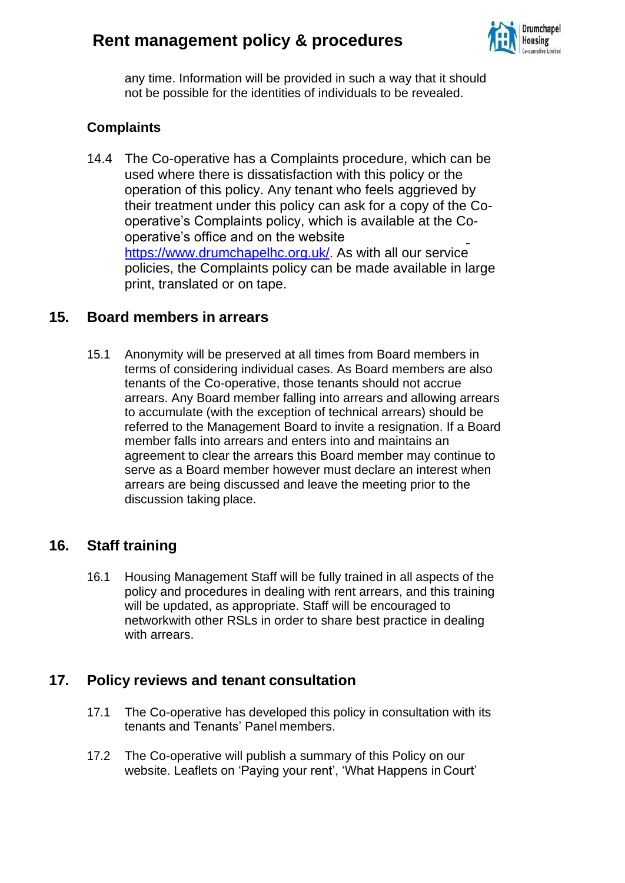any time. Information will be provided in such a way that it should not be possible for the identities of individuals to be revealed.

### Complaints

14.4 The Co-operative has a Complaints procedure, which can be used where there is dissatisfaction with this policy or the operation of this policy. Any tenant who feels aggrieved by their treatment under this policy can ask for a copy of the Co-operative's Complaints policy, which is available at the Co-operative's office and on the website https://www.drumchapelhc.org.uk/. As with all our service policies, the Complaints policy can be made available in large print, translated or on tape.

## 15. Board members in arrears

15.1 Anonymity will be preserved at all times from Board members in terms of considering individual cases. As Board members are also tenants of the Co-operative, those tenants should not accrue arrears. Any Board member falling into arrears and allowing arrears to accumulate (with the exception of technical arrears) should be referred to the Management Board to invite a resignation. If a Board member falls into arrears and enters into and maintains an agreement to clear the arrears this Board member may continue to serve as a Board member however must declare an interest when arrears are being discussed and leave the meeting prior to the discussion taking place.

## 16. Staff training

16.1 Housing Management Staff will be fully trained in all aspects of the policy and procedures in dealing with rent arrears, and this training will be updated, as appropriate. Staff will be encouraged to networkwith other RSLs in order to share best practice in dealing with arrears.

## 17. Policy reviews and tenant consultation

17.1 The Co-operative has developed this policy in consultation with its tenants and Tenants' Panel members.

17.2 The Co-operative will publish a summary of this Policy on our website. Leaflets on 'Paying your rent', 'What Happens in Court'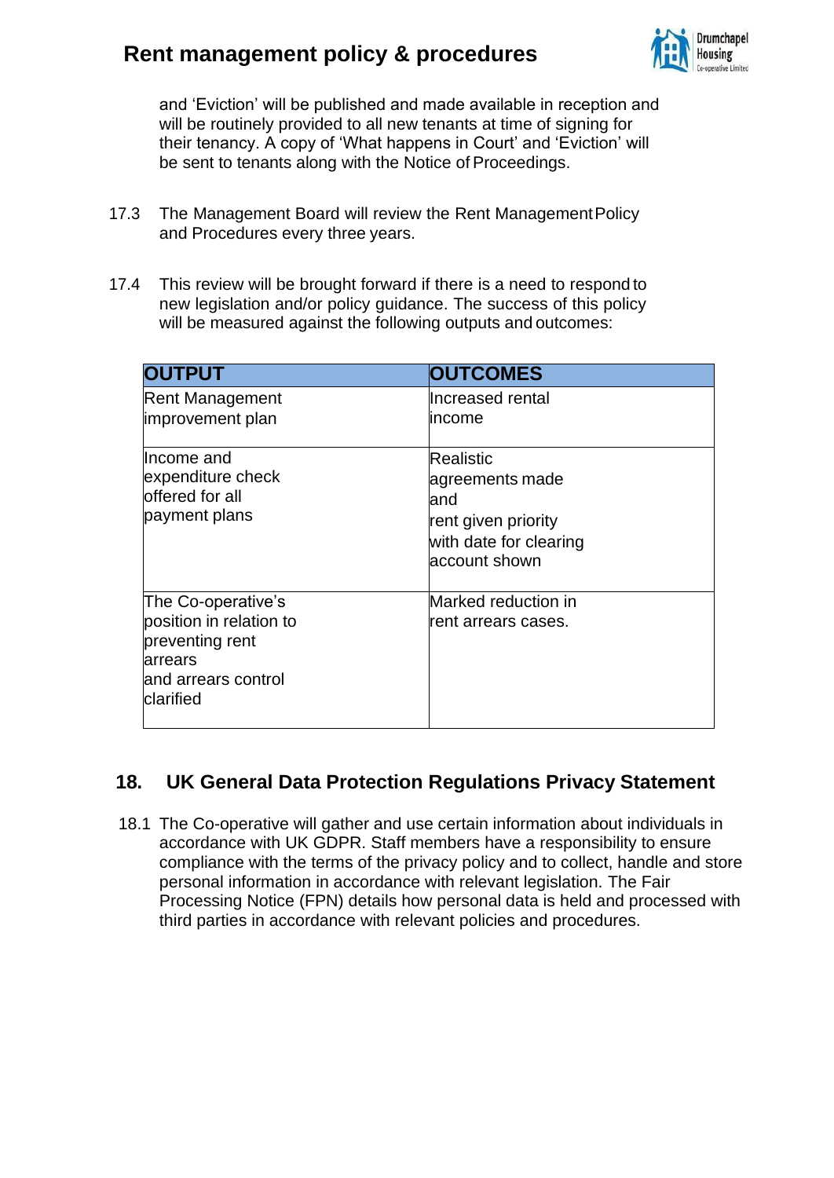and 'Eviction' will be published and made available in reception and will be routinely provided to all new tenants at time of signing for their tenancy. A copy of 'What happens in Court' and 'Eviction' will be sent to tenants along with the Notice of Proceedings.

17.3 The Management Board will review the Rent Management Policy and Procedures every three years.

17.4 This review will be brought forward if there is a need to respond to new legislation and/or policy guidance. The success of this policy will be measured against the following outputs and outcomes:

| OUTPUT | OUTCOMES |
|---|---|
| Rent Management improvement plan | Increased rental income |
| Income and expenditure check offered for all payment plans | Realistic agreements made and rent given priority with date for clearing account shown |
| The Co-operative's position in relation to preventing rent arrears and arrears control clarified | Marked reduction in rent arrears cases. |

## 18. UK General Data Protection Regulations Privacy Statement

18.1 The Co-operative will gather and use certain information about individuals in accordance with UK GDPR. Staff members have a responsibility to ensure compliance with the terms of the privacy policy and to collect, handle and store personal information in accordance with relevant legislation. The Fair Processing Notice (FPN) details how personal data is held and processed with third parties in accordance with relevant policies and procedures.